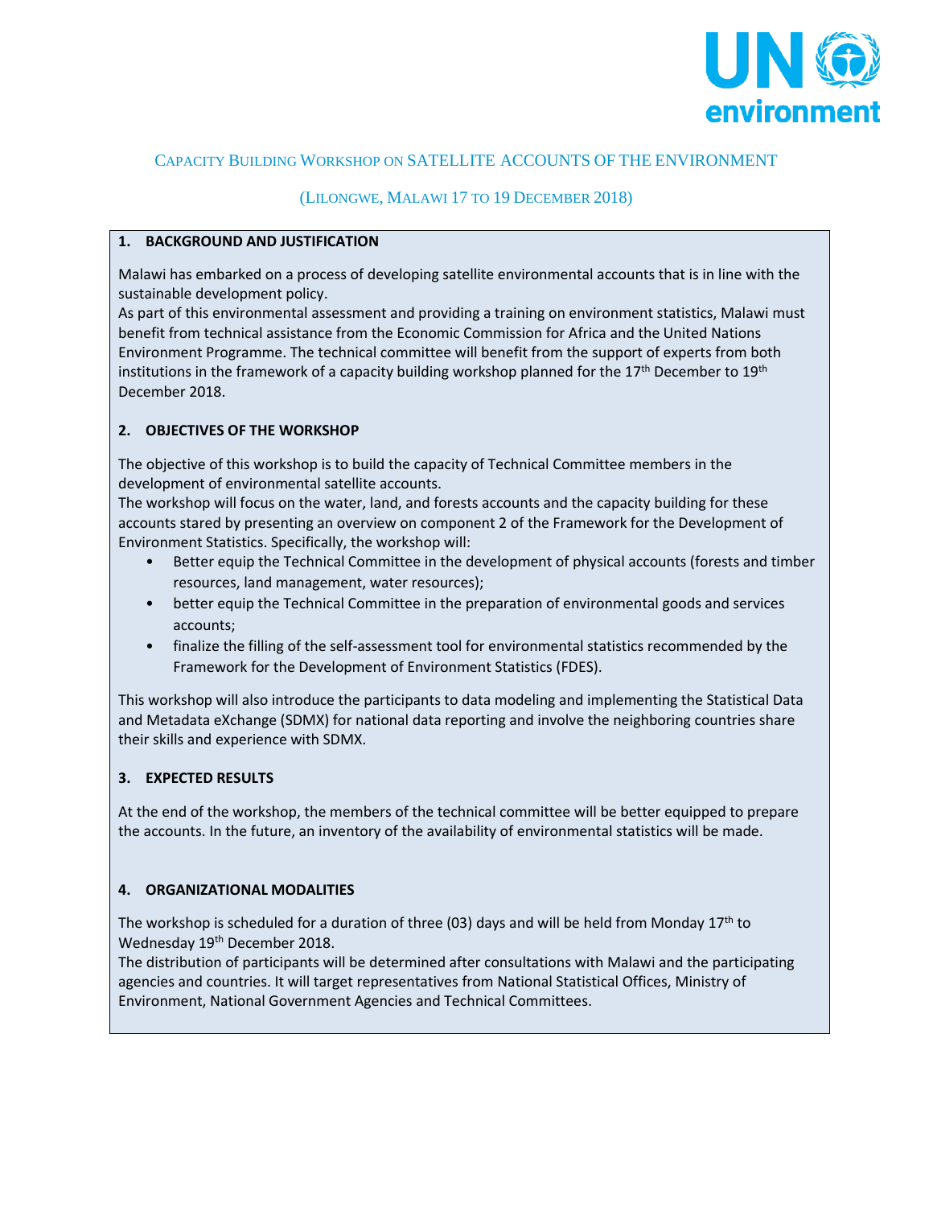# Capacity Building Workshop on SATELLITE ACCOUNTS OF THE ENVIRONMENT

## (Lilongwe, Malawi 17 to 19 December 2018)

### 1. BACKGROUND AND JUSTIFICATION

Malawi has embarked on a process of developing satellite environmental accounts that is in line with the sustainable development policy.

As part of this environmental assessment and providing a training on environment statistics, Malawi must benefit from technical assistance from the Economic Commission for Africa and the United Nations Environment Programme. The technical committee will benefit from the support of experts from both institutions in the framework of a capacity building workshop planned for the 17th December to 19th December 2018.

### 2. OBJECTIVES OF THE WORKSHOP

The objective of this workshop is to build the capacity of Technical Committee members in the development of environmental satellite accounts.

The workshop will focus on the water, land, and forests accounts and the capacity building for these accounts stared by presenting an overview on component 2 of the Framework for the Development of Environment Statistics. Specifically, the workshop will:

- Better equip the Technical Committee in the development of physical accounts (forests and timber resources, land management, water resources);
- better equip the Technical Committee in the preparation of environmental goods and services accounts;
- finalize the filling of the self-assessment tool for environmental statistics recommended by the Framework for the Development of Environment Statistics (FDES).

This workshop will also introduce the participants to data modeling and implementing the Statistical Data and Metadata eXchange (SDMX) for national data reporting and involve the neighboring countries share their skills and experience with SDMX.

### 3. EXPECTED RESULTS

At the end of the workshop, the members of the technical committee will be better equipped to prepare the accounts. In the future, an inventory of the availability of environmental statistics will be made.

### 4. ORGANIZATIONAL MODALITIES

The workshop is scheduled for a duration of three (03) days and will be held from Monday 17th to Wednesday 19th December 2018.

The distribution of participants will be determined after consultations with Malawi and the participating agencies and countries. It will target representatives from National Statistical Offices, Ministry of Environment, National Government Agencies and Technical Committees.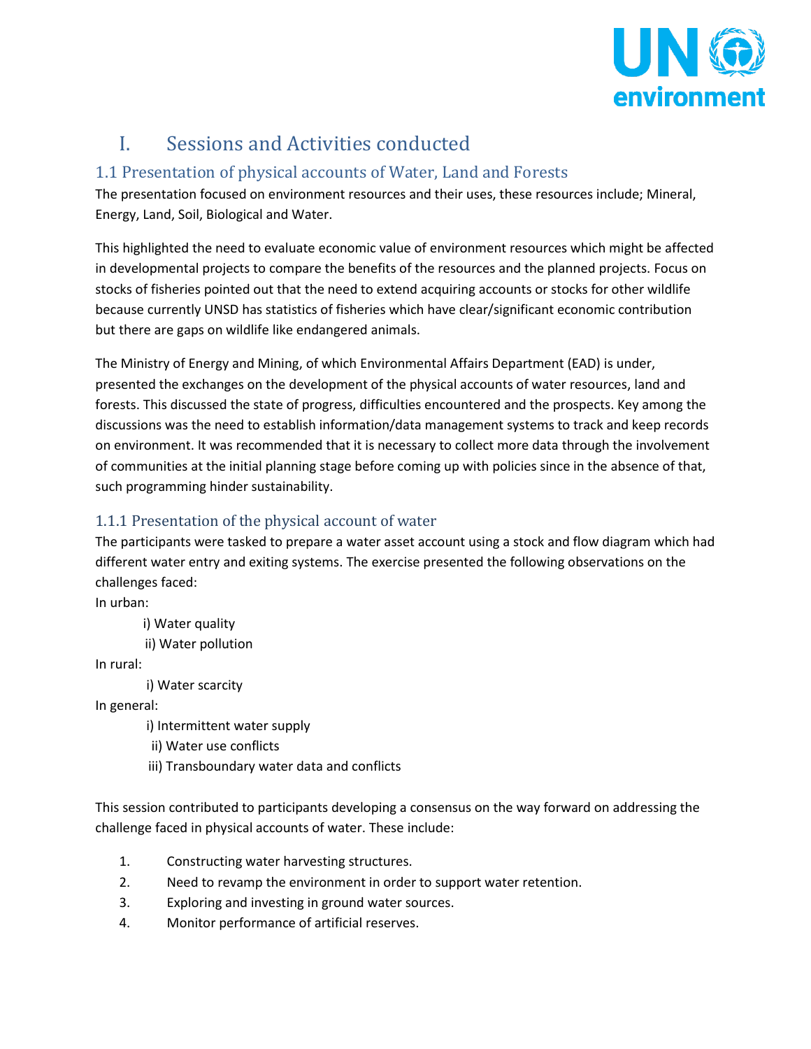# I. Sessions and Activities conducted

## 1.1 Presentation of physical accounts of Water, Land and Forests

The presentation focused on environment resources and their uses, these resources include; Mineral, Energy, Land, Soil, Biological and Water.

This highlighted the need to evaluate economic value of environment resources which might be affected in developmental projects to compare the benefits of the resources and the planned projects. Focus on stocks of fisheries pointed out that the need to extend acquiring accounts or stocks for other wildlife because currently UNSD has statistics of fisheries which have clear/significant economic contribution but there are gaps on wildlife like endangered animals.

The Ministry of Energy and Mining, of which Environmental Affairs Department (EAD) is under, presented the exchanges on the development of the physical accounts of water resources, land and forests. This discussed the state of progress, difficulties encountered and the prospects. Key among the discussions was the need to establish information/data management systems to track and keep records on environment. It was recommended that it is necessary to collect more data through the involvement of communities at the initial planning stage before coming up with policies since in the absence of that, such programming hinder sustainability.

### 1.1.1 Presentation of the physical account of water

The participants were tasked to prepare a water asset account using a stock and flow diagram which had different water entry and exiting systems. The exercise presented the following observations on the challenges faced:

In urban:

- i) Water quality
- ii) Water pollution

In rural:

- i) Water scarcity

In general:

- i) Intermittent water supply
- ii) Water use conflicts
- iii) Transboundary water data and conflicts

This session contributed to participants developing a consensus on the way forward on addressing the challenge faced in physical accounts of water. These include:

1. Constructing water harvesting structures.
2. Need to revamp the environment in order to support water retention.
3. Exploring and investing in ground water sources.
4. Monitor performance of artificial reserves.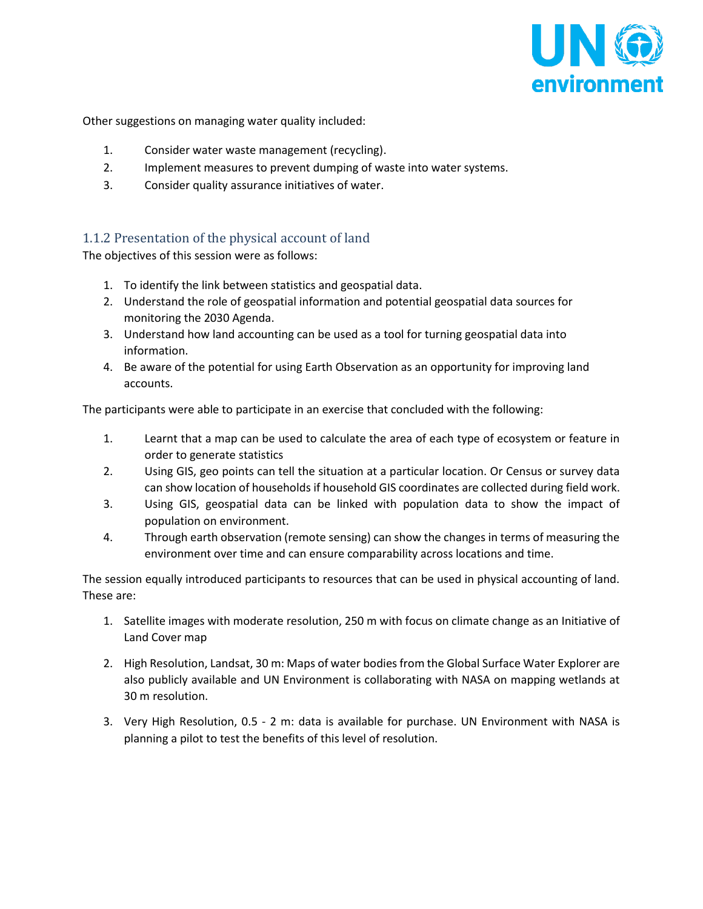Other suggestions on managing water quality included:

1. Consider water waste management (recycling).
2. Implement measures to prevent dumping of waste into water systems.
3. Consider quality assurance initiatives of water.

### 1.1.2 Presentation of the physical account of land

The objectives of this session were as follows:

1. To identify the link between statistics and geospatial data.
2. Understand the role of geospatial information and potential geospatial data sources for monitoring the 2030 Agenda.
3. Understand how land accounting can be used as a tool for turning geospatial data into information.
4. Be aware of the potential for using Earth Observation as an opportunity for improving land accounts.

The participants were able to participate in an exercise that concluded with the following:

1. Learnt that a map can be used to calculate the area of each type of ecosystem or feature in order to generate statistics
2. Using GIS, geo points can tell the situation at a particular location. Or Census or survey data can show location of households if household GIS coordinates are collected during field work.
3. Using GIS, geospatial data can be linked with population data to show the impact of population on environment.
4. Through earth observation (remote sensing) can show the changes in terms of measuring the environment over time and can ensure comparability across locations and time.

The session equally introduced participants to resources that can be used in physical accounting of land. These are:

1. Satellite images with moderate resolution, 250 m with focus on climate change as an Initiative of Land Cover map

2. High Resolution, Landsat, 30 m: Maps of water bodies from the Global Surface Water Explorer are also publicly available and UN Environment is collaborating with NASA on mapping wetlands at 30 m resolution.

3. Very High Resolution, 0.5 - 2 m: data is available for purchase. UN Environment with NASA is planning a pilot to test the benefits of this level of resolution.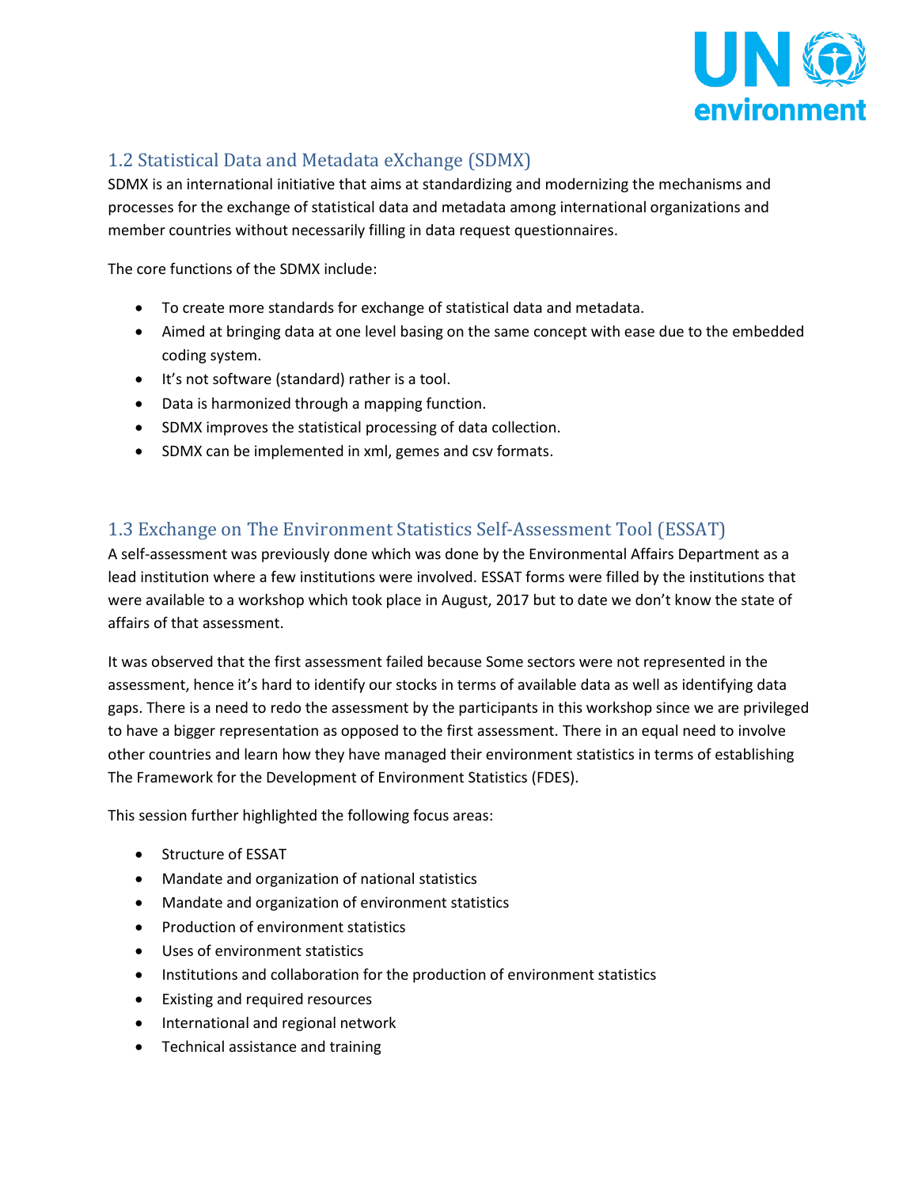## 1.2 Statistical Data and Metadata eXchange (SDMX)

SDMX is an international initiative that aims at standardizing and modernizing the mechanisms and processes for the exchange of statistical data and metadata among international organizations and member countries without necessarily filling in data request questionnaires.

The core functions of the SDMX include:

- To create more standards for exchange of statistical data and metadata.
- Aimed at bringing data at one level basing on the same concept with ease due to the embedded coding system.
- It's not software (standard) rather is a tool.
- Data is harmonized through a mapping function.
- SDMX improves the statistical processing of data collection.
- SDMX can be implemented in xml, gemes and csv formats.

## 1.3 Exchange on The Environment Statistics Self-Assessment Tool (ESSAT)

A self-assessment was previously done which was done by the Environmental Affairs Department as a lead institution where a few institutions were involved. ESSAT forms were filled by the institutions that were available to a workshop which took place in August, 2017 but to date we don't know the state of affairs of that assessment.

It was observed that the first assessment failed because Some sectors were not represented in the assessment, hence it's hard to identify our stocks in terms of available data as well as identifying data gaps. There is a need to redo the assessment by the participants in this workshop since we are privileged to have a bigger representation as opposed to the first assessment. There in an equal need to involve other countries and learn how they have managed their environment statistics in terms of establishing The Framework for the Development of Environment Statistics (FDES).

This session further highlighted the following focus areas:

- Structure of ESSAT
- Mandate and organization of national statistics
- Mandate and organization of environment statistics
- Production of environment statistics
- Uses of environment statistics
- Institutions and collaboration for the production of environment statistics
- Existing and required resources
- International and regional network
- Technical assistance and training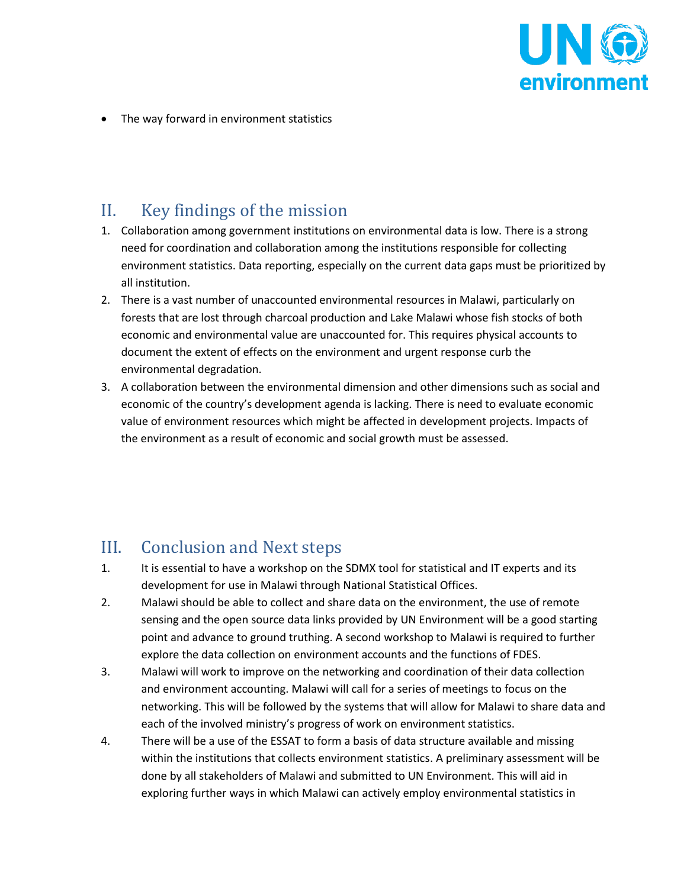- The way forward in environment statistics

## II. Key findings of the mission

1. Collaboration among government institutions on environmental data is low. There is a strong need for coordination and collaboration among the institutions responsible for collecting environment statistics. Data reporting, especially on the current data gaps must be prioritized by all institution.
2. There is a vast number of unaccounted environmental resources in Malawi, particularly on forests that are lost through charcoal production and Lake Malawi whose fish stocks of both economic and environmental value are unaccounted for. This requires physical accounts to document the extent of effects on the environment and urgent response curb the environmental degradation.
3. A collaboration between the environmental dimension and other dimensions such as social and economic of the country's development agenda is lacking. There is need to evaluate economic value of environment resources which might be affected in development projects. Impacts of the environment as a result of economic and social growth must be assessed.

## III. Conclusion and Next steps

1. It is essential to have a workshop on the SDMX tool for statistical and IT experts and its development for use in Malawi through National Statistical Offices.
2. Malawi should be able to collect and share data on the environment, the use of remote sensing and the open source data links provided by UN Environment will be a good starting point and advance to ground truthing. A second workshop to Malawi is required to further explore the data collection on environment accounts and the functions of FDES.
3. Malawi will work to improve on the networking and coordination of their data collection and environment accounting. Malawi will call for a series of meetings to focus on the networking. This will be followed by the systems that will allow for Malawi to share data and each of the involved ministry's progress of work on environment statistics.
4. There will be a use of the ESSAT to form a basis of data structure available and missing within the institutions that collects environment statistics. A preliminary assessment will be done by all stakeholders of Malawi and submitted to UN Environment. This will aid in exploring further ways in which Malawi can actively employ environmental statistics in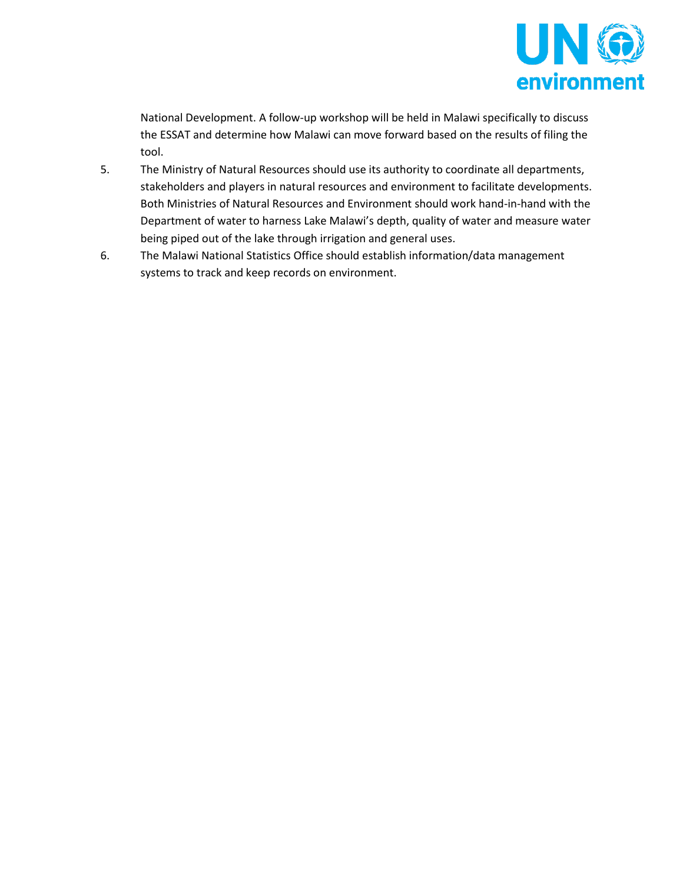National Development. A follow-up workshop will be held in Malawi specifically to discuss the ESSAT and determine how Malawi can move forward based on the results of filing the tool.

5. The Ministry of Natural Resources should use its authority to coordinate all departments, stakeholders and players in natural resources and environment to facilitate developments. Both Ministries of Natural Resources and Environment should work hand-in-hand with the Department of water to harness Lake Malawi's depth, quality of water and measure water being piped out of the lake through irrigation and general uses.
6. The Malawi National Statistics Office should establish information/data management systems to track and keep records on environment.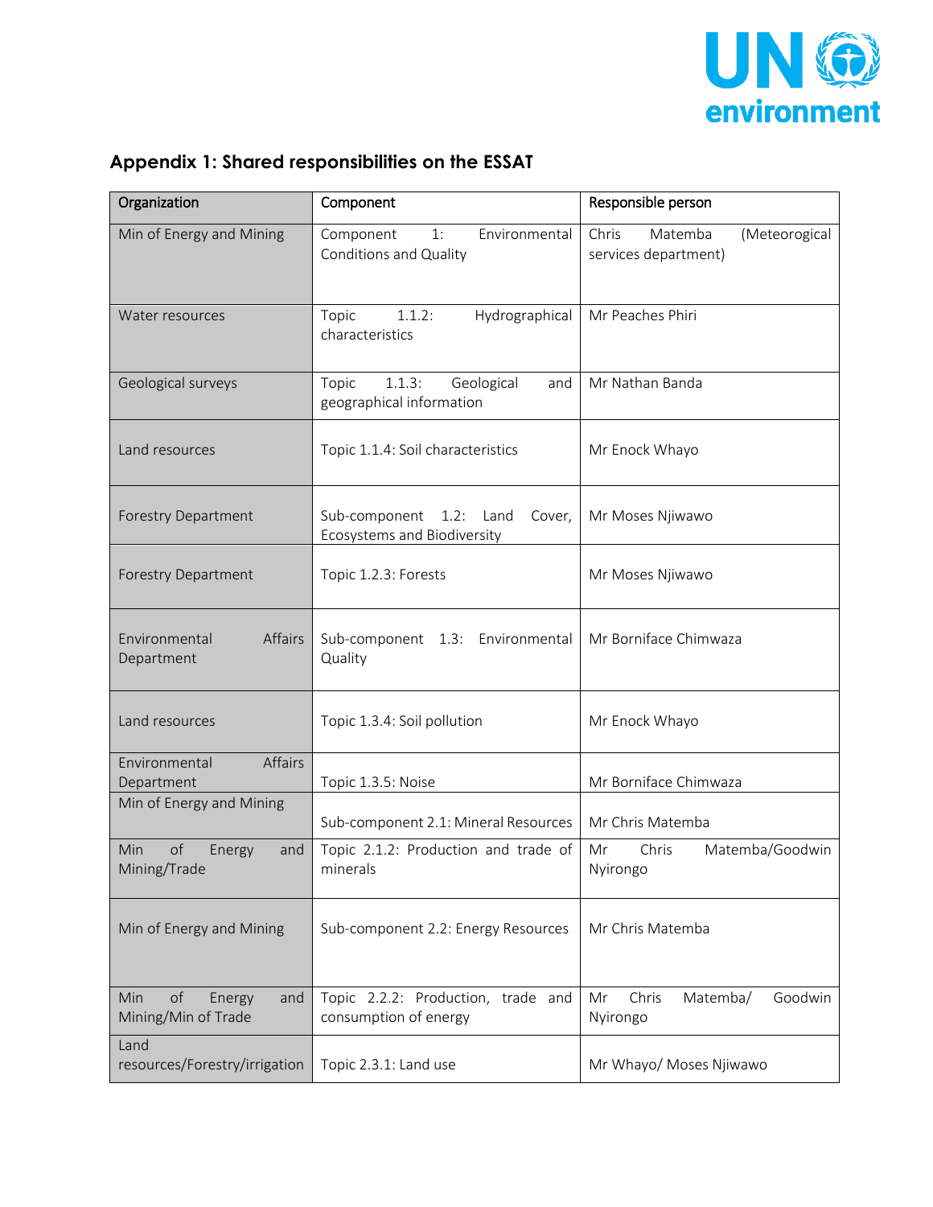## Appendix 1: Shared responsibilities on the ESSAT

| Organization | Component | Responsible person |
| --- | --- | --- |
| Min of Energy and Mining | Component 1: Environmental Conditions and Quality | Chris Matemba (Meteorogical services department) |
| Water resources | Topic 1.1.2: Hydrographical characteristics | Mr Peaches Phiri |
| Geological surveys | Topic 1.1.3: Geological and geographical information | Mr Nathan Banda |
| Land resources | Topic 1.1.4: Soil characteristics | Mr Enock Whayo |
| Forestry Department | Sub-component 1.2: Land Cover, Ecosystems and Biodiversity | Mr Moses Njiwawo |
| Forestry Department | Topic 1.2.3: Forests | Mr Moses Njiwawo |
| Environmental Affairs Department | Sub-component 1.3: Environmental Quality | Mr Borniface Chimwaza |
| Land resources | Topic 1.3.4: Soil pollution | Mr Enock Whayo |
| Environmental Affairs Department | Topic 1.3.5: Noise | Mr Borniface Chimwaza |
| Min of Energy and Mining | Sub-component 2.1: Mineral Resources | Mr Chris Matemba |
| Min of Energy and Mining/Trade | Topic 2.1.2: Production and trade of minerals | Mr Chris Matemba/Goodwin Nyirongo |
| Min of Energy and Mining | Sub-component 2.2: Energy Resources | Mr Chris Matemba |
| Min of Energy and Mining/Min of Trade | Topic 2.2.2: Production, trade and consumption of energy | Mr Chris Matemba/ Goodwin Nyirongo |
| Land resources/Forestry/irrigation | Topic 2.3.1: Land use | Mr Whayo/ Moses Njiwawo |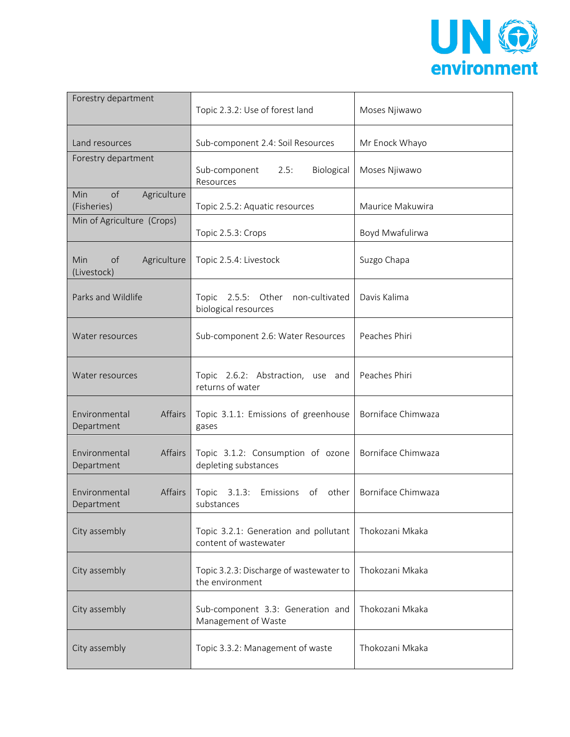| Forestry department | Topic 2.3.2: Use of forest land | Moses Njiwawo |
|---|---|---|
| Land resources | Sub-component 2.4: Soil Resources | Mr Enock Whayo |
| Forestry department | Sub-component 2.5: Biological Resources | Moses Njiwawo |
| Min of Agriculture (Fisheries) | Topic 2.5.2: Aquatic resources | Maurice Makuwira |
| Min of Agriculture (Crops) | Topic 2.5.3: Crops | Boyd Mwafulirwa |
| Min of Agriculture (Livestock) | Topic 2.5.4: Livestock | Suzgo Chapa |
| Parks and Wildlife | Topic 2.5.5: Other non-cultivated biological resources | Davis Kalima |
| Water resources | Sub-component 2.6: Water Resources | Peaches Phiri |
| Water resources | Topic 2.6.2: Abstraction, use and returns of water | Peaches Phiri |
| Environmental Affairs Department | Topic 3.1.1: Emissions of greenhouse gases | Borniface Chimwaza |
| Environmental Affairs Department | Topic 3.1.2: Consumption of ozone depleting substances | Borniface Chimwaza |
| Environmental Affairs Department | Topic 3.1.3: Emissions of other substances | Borniface Chimwaza |
| City assembly | Topic 3.2.1: Generation and pollutant content of wastewater | Thokozani Mkaka |
| City assembly | Topic 3.2.3: Discharge of wastewater to the environment | Thokozani Mkaka |
| City assembly | Sub-component 3.3: Generation and Management of Waste | Thokozani Mkaka |
| City assembly | Topic 3.3.2: Management of waste | Thokozani Mkaka |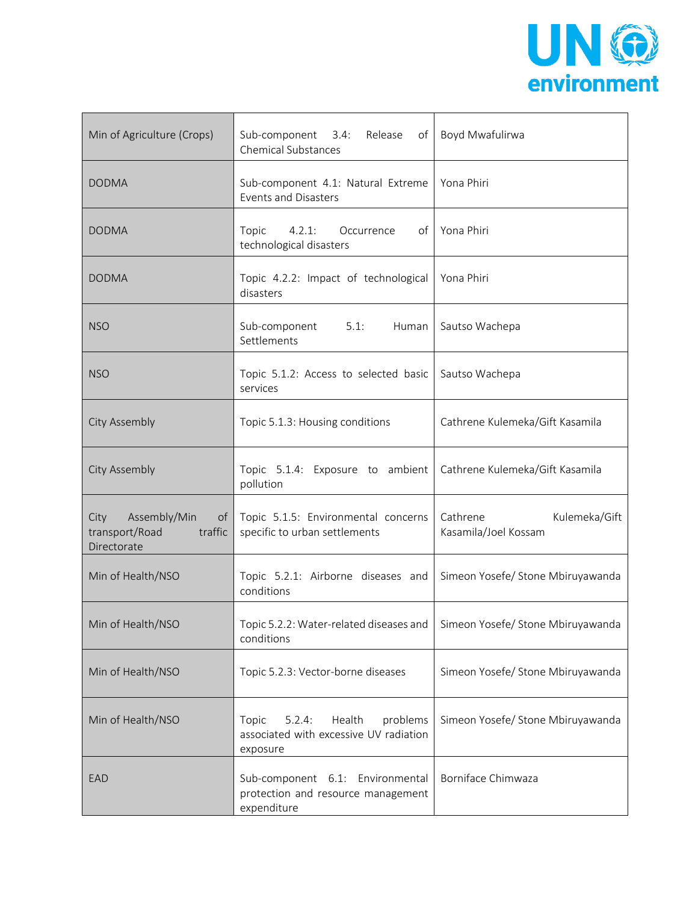| Min of Agriculture (Crops) | Sub-component 3.4: Release of Chemical Substances | Boyd Mwafulirwa |
|---|---|---|
| DODMA | Sub-component 4.1: Natural Extreme Events and Disasters | Yona Phiri |
| DODMA | Topic 4.2.1: Occurrence of technological disasters | Yona Phiri |
| DODMA | Topic 4.2.2: Impact of technological disasters | Yona Phiri |
| NSO | Sub-component 5.1: Human Settlements | Sautso Wachepa |
| NSO | Topic 5.1.2: Access to selected basic services | Sautso Wachepa |
| City Assembly | Topic 5.1.3: Housing conditions | Cathrene Kulemeka/Gift Kasamila |
| City Assembly | Topic 5.1.4: Exposure to ambient pollution | Cathrene Kulemeka/Gift Kasamila |
| City Assembly/Min of transport/Road traffic Directorate | Topic 5.1.5: Environmental concerns specific to urban settlements | Cathrene Kulemeka/Gift Kasamila/Joel Kossam |
| Min of Health/NSO | Topic 5.2.1: Airborne diseases and conditions | Simeon Yosefe/ Stone Mbiruyawanda |
| Min of Health/NSO | Topic 5.2.2: Water-related diseases and conditions | Simeon Yosefe/ Stone Mbiruyawanda |
| Min of Health/NSO | Topic 5.2.3: Vector-borne diseases | Simeon Yosefe/ Stone Mbiruyawanda |
| Min of Health/NSO | Topic 5.2.4: Health problems associated with excessive UV radiation exposure | Simeon Yosefe/ Stone Mbiruyawanda |
| EAD | Sub-component 6.1: Environmental protection and resource management expenditure | Borniface Chimwaza |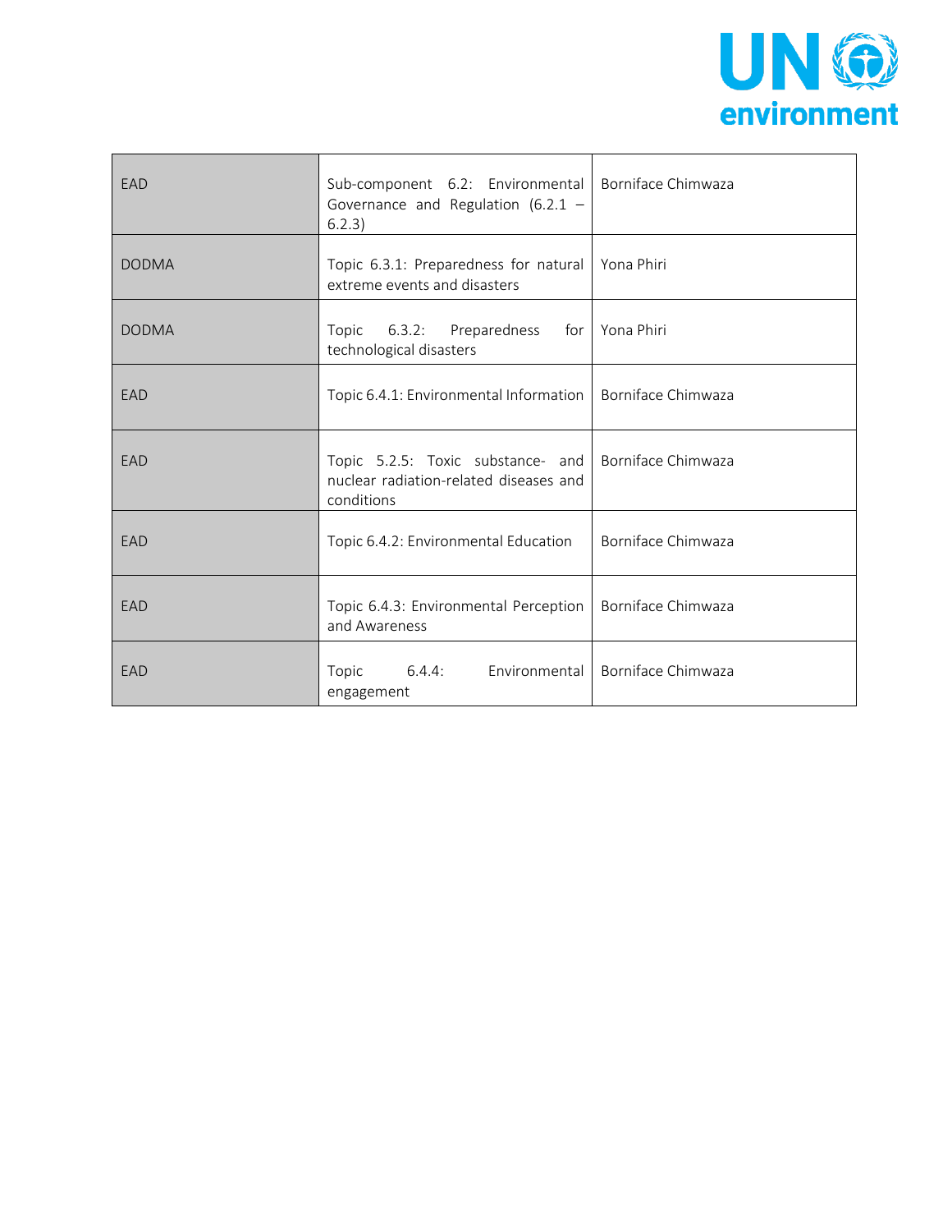| EAD | Sub-component 6.2: Environmental Governance and Regulation (6.2.1 – 6.2.3) | Borniface Chimwaza |
|---|---|---|
| DODMA | Topic 6.3.1: Preparedness for natural extreme events and disasters | Yona Phiri |
| DODMA | Topic 6.3.2: Preparedness for technological disasters | Yona Phiri |
| EAD | Topic 6.4.1: Environmental Information | Borniface Chimwaza |
| EAD | Topic 5.2.5: Toxic substance- and nuclear radiation-related diseases and conditions | Borniface Chimwaza |
| EAD | Topic 6.4.2: Environmental Education | Borniface Chimwaza |
| EAD | Topic 6.4.3: Environmental Perception and Awareness | Borniface Chimwaza |
| EAD | Topic 6.4.4: Environmental engagement | Borniface Chimwaza |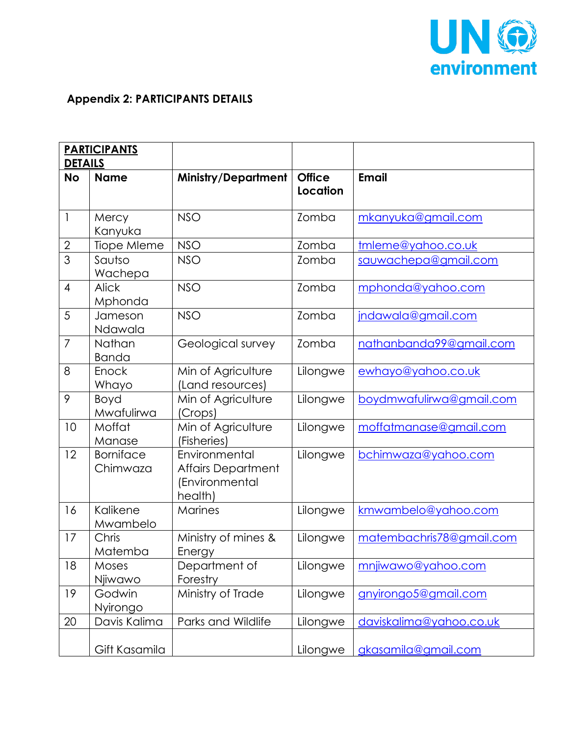**Appendix 2: PARTICIPANTS DETAILS**

| **PARTICIPANTS DETAILS** | | | | |
|---|---|---|---|---|
| **No** | **Name** | **Ministry/Department** | **Office Location** | **Email** |
| 1 | Mercy Kanyuka | NSO | Zomba | mkanyuka@gmail.com |
| 2 | Tiope Mleme | NSO | Zomba | tmleme@yahoo.co.uk |
| 3 | Sautso Wachepa | NSO | Zomba | sauwachepa@gmail.com |
| 4 | Alick Mphonda | NSO | Zomba | mphonda@yahoo.com |
| 5 | Jameson Ndawala | NSO | Zomba | jndawala@gmail.com |
| 7 | Nathan Banda | Geological survey | Zomba | nathanbanda99@gmail.com |
| 8 | Enock Whayo | Min of Agriculture (Land resources) | Lilongwe | ewhayo@yahoo.co.uk |
| 9 | Boyd Mwafulirwa | Min of Agriculture (Crops) | Lilongwe | boydmwafulirwa@gmail.com |
| 10 | Moffat Manase | Min of Agriculture (Fisheries) | Lilongwe | moffatmanase@gmail.com |
| 12 | Borniface Chimwaza | Environmental Affairs Department (Environmental health) | Lilongwe | bchimwaza@yahoo.com |
| 16 | Kalikene Mwambelo | Marines | Lilongwe | kmwambelo@yahoo.com |
| 17 | Chris Matemba | Ministry of mines & Energy | Lilongwe | matembachris78@gmail.com |
| 18 | Moses Njiwawo | Department of Forestry | Lilongwe | mnjiwawo@yahoo.com |
| 19 | Godwin Nyirongo | Ministry of Trade | Lilongwe | gnyirongo5@gmail.com |
| 20 | Davis Kalima | Parks and Wildlife | Lilongwe | daviskalima@yahoo.co.uk |
| | Gift Kasamila | | Lilongwe | gkasamila@gmail.com |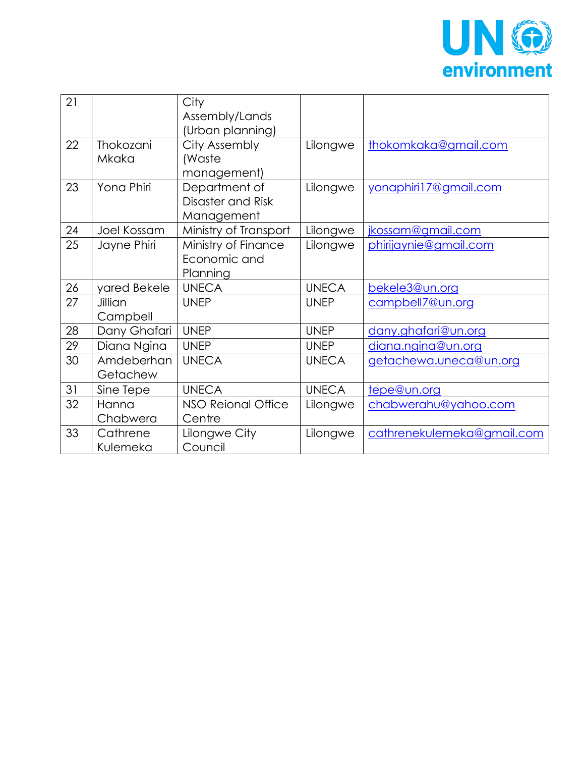| 21 | | City Assembly/Lands (Urban planning) | | |
|---|---|---|---|---|
| 22 | Thokozani Mkaka | City Assembly (Waste management) | Lilongwe | thokomkaka@gmail.com |
| 23 | Yona Phiri | Department of Disaster and Risk Management | Lilongwe | yonaphiri17@gmail.com |
| 24 | Joel Kossam | Ministry of Transport | Lilongwe | jkossam@gmail.com |
| 25 | Jayne Phiri | Ministry of Finance Economic and Planning | Lilongwe | phirijaynie@gmail.com |
| 26 | yared Bekele | UNECA | UNECA | bekele3@un.org |
| 27 | Jillian Campbell | UNEP | UNEP | campbell7@un.org |
| 28 | Dany Ghafari | UNEP | UNEP | dany.ghafari@un.org |
| 29 | Diana Ngina | UNEP | UNEP | diana.ngina@un.org |
| 30 | Amdeberhan Getachew | UNECA | UNECA | getachewa.uneca@un.org |
| 31 | Sine Tepe | UNECA | UNECA | tepe@un.org |
| 32 | Hanna Chabwera | NSO Reional Office Centre | Lilongwe | chabwerahu@yahoo.com |
| 33 | Cathrene Kulemeka | Lilongwe City Council | Lilongwe | cathrenekulemeka@gmail.com |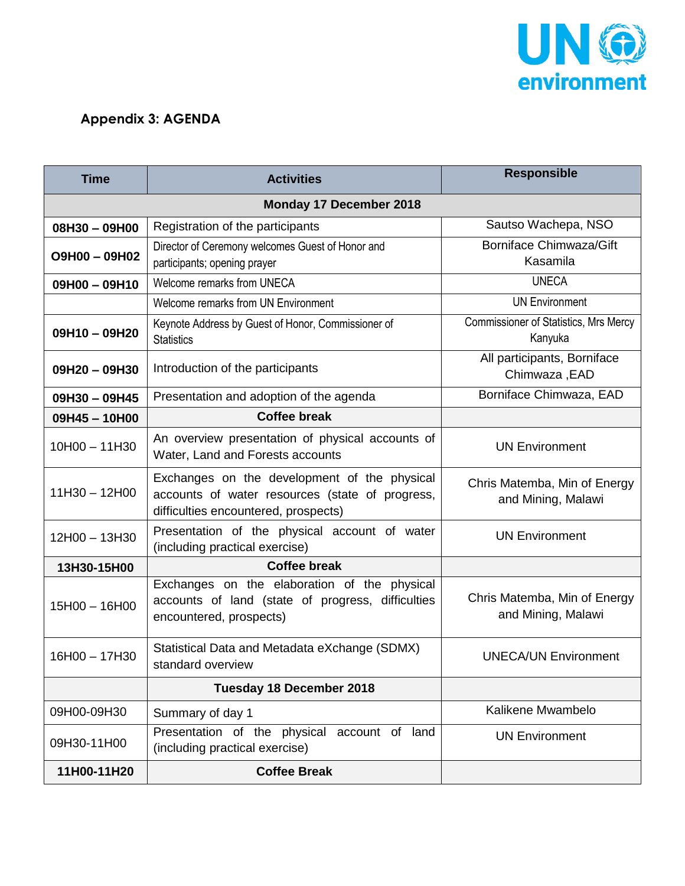## Appendix 3: AGENDA

| Time | Activities | Responsible |
|---|---|---|
| | **Monday 17 December 2018** | |
| **08H30 – 09H00** | Registration of the participants | Sautso Wachepa, NSO |
| **O9H00 – 09H02** | Director of Ceremony welcomes Guest of Honor and participants; opening prayer | Borniface Chimwaza/Gift Kasamila |
| **09H00 – 09H10** | Welcome remarks from UNECA | UNECA |
| | Welcome remarks from UN Environment | UN Environment |
| **09H10 – 09H20** | Keynote Address by Guest of Honor, Commissioner of Statistics | Commissioner of Statistics, Mrs Mercy Kanyuka |
| **09H20 – 09H30** | Introduction of the participants | All participants, Borniface Chimwaza ,EAD |
| **09H30 – 09H45** | Presentation and adoption of the agenda | Borniface Chimwaza, EAD |
| **09H45 – 10H00** | **Coffee break** | |
| 10H00 – 11H30 | An overview presentation of physical accounts of Water, Land and Forests accounts | UN Environment |
| 11H30 – 12H00 | Exchanges on the development of the physical accounts of water resources (state of progress, difficulties encountered, prospects) | Chris Matemba, Min of Energy and Mining, Malawi |
| 12H00 – 13H30 | Presentation of the physical account of water (including practical exercise) | UN Environment |
| **13H30-15H00** | **Coffee break** | |
| 15H00 – 16H00 | Exchanges on the elaboration of the physical accounts of land (state of progress, difficulties encountered, prospects) | Chris Matemba, Min of Energy and Mining, Malawi |
| 16H00 – 17H30 | Statistical Data and Metadata eXchange (SDMX) standard overview | UNECA/UN Environment |
| | **Tuesday 18 December 2018** | |
| 09H00-09H30 | Summary of day 1 | Kalikene Mwambelo |
| 09H30-11H00 | Presentation of the physical account of land (including practical exercise) | UN Environment |
| **11H00-11H20** | **Coffee Break** | |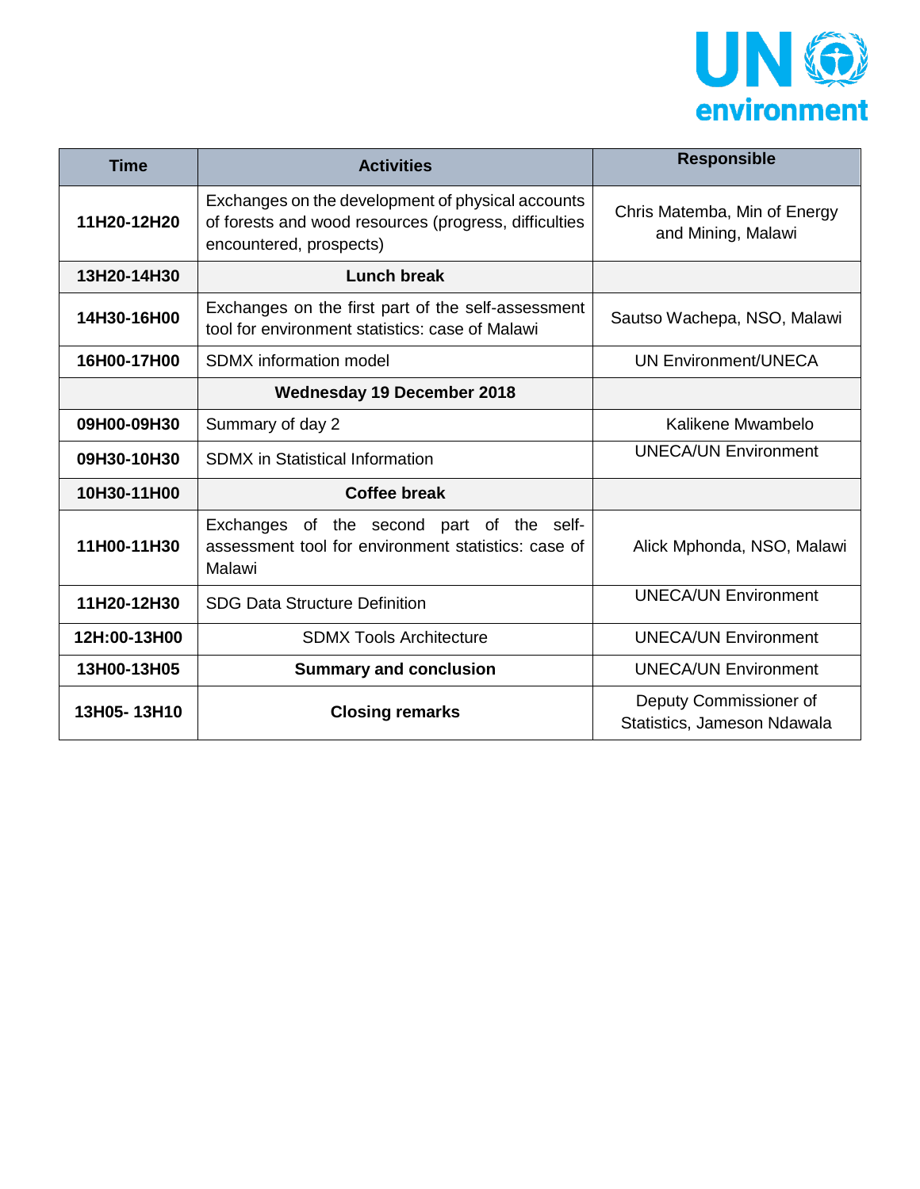| Time | Activities | Responsible |
|---|---|---|
| **11H20-12H20** | Exchanges on the development of physical accounts of forests and wood resources (progress, difficulties encountered, prospects) | Chris Matemba, Min of Energy and Mining, Malawi |
| **13H20-14H30** | **Lunch break** | |
| **14H30-16H00** | Exchanges on the first part of the self-assessment tool for environment statistics: case of Malawi | Sautso Wachepa, NSO, Malawi |
| **16H00-17H00** | SDMX information model | UN Environment/UNECA |
| | **Wednesday 19 December 2018** | |
| **09H00-09H30** | Summary of day 2 | Kalikene Mwambelo |
| **09H30-10H30** | SDMX in Statistical Information | UNECA/UN Environment |
| **10H30-11H00** | **Coffee break** | |
| **11H00-11H30** | Exchanges of the second part of the self-assessment tool for environment statistics: case of Malawi | Alick Mphonda, NSO, Malawi |
| **11H20-12H30** | SDG Data Structure Definition | UNECA/UN Environment |
| **12H:00-13H00** | SDMX Tools Architecture | UNECA/UN Environment |
| **13H00-13H05** | **Summary and conclusion** | UNECA/UN Environment |
| **13H05- 13H10** | **Closing remarks** | Deputy Commissioner of Statistics, Jameson Ndawala |